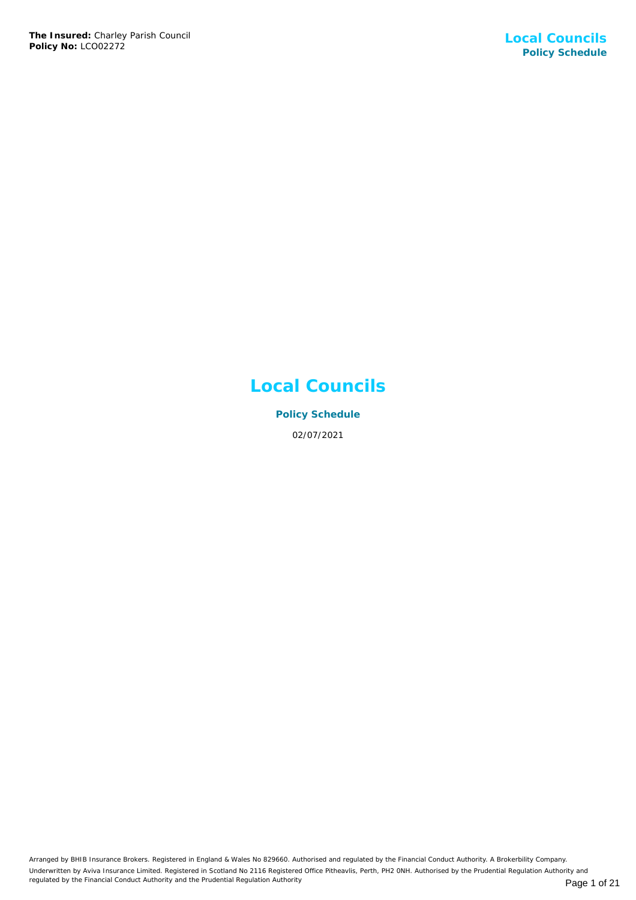**The Insured:** Charley Parish Council
**Policy No:** LCO02272

# Local Councils

## Policy Schedule

02/07/2021

Arranged by BHIB Insurance Brokers. Registered in England & Wales No 829660. Authorised and regulated by the Financial Conduct Authority. A Brokerbility Company.
Underwritten by Aviva Insurance Limited. Registered in Scotland No 2116 Registered Office Pitheavlis, Perth, PH2 0NH. Authorised by the Prudential Regulation Authority and regulated by the Financial Conduct Authority and the Prudential Regulation Authority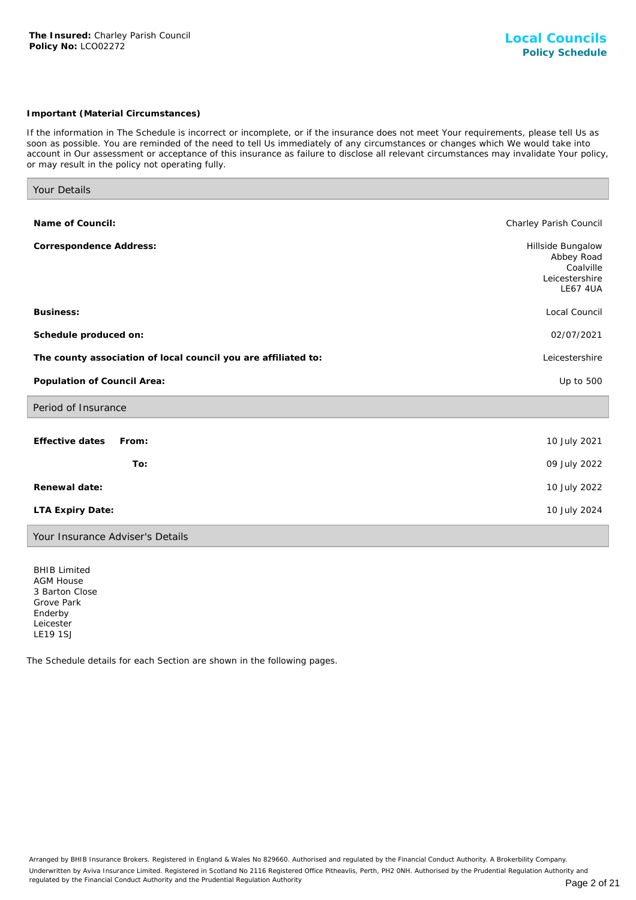**Important (Material Circumstances)**

If the information in The Schedule is incorrect or incomplete, or if the insurance does not meet Your requirements, please tell Us as soon as possible. You are reminded of the need to tell Us immediately of any circumstances or changes which We would take into account in Our assessment or acceptance of this insurance as failure to disclose all relevant circumstances may invalidate Your policy, or may result in the policy not operating fully.

## Your Details

| | |
|---|---|
| **Name of Council:** | Charley Parish Council |
| **Correspondence Address:** | Hillside Bungalow<br>Abbey Road<br>Coalville<br>Leicestershire<br>LE67 4UA |
| **Business:** | Local Council |
| **Schedule produced on:** | 02/07/2021 |
| **The county association of local council you are affiliated to:** | Leicestershire |
| **Population of Council Area:** | Up to 500 |

## Period of Insurance

| | |
|---|---|
| **Effective dates From:** | 10 July 2021 |
| **To:** | 09 July 2022 |
| **Renewal date:** | 10 July 2022 |
| **LTA Expiry Date:** | 10 July 2024 |

## Your Insurance Adviser's Details

BHIB Limited
AGM House
3 Barton Close
Grove Park
Enderby
Leicester
LE19 1SJ

The Schedule details for each Section are shown in the following pages.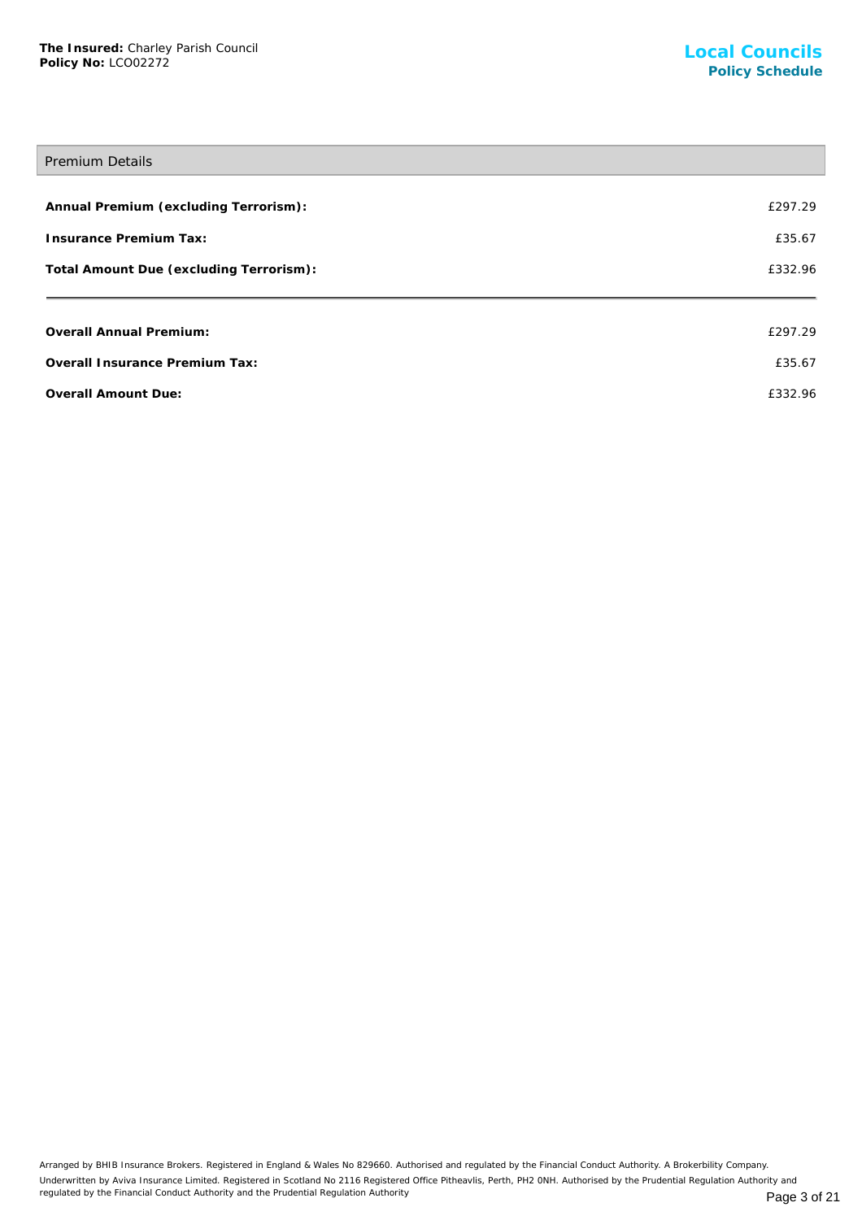## Premium Details

| | |
|---|---|
| **Annual Premium (excluding Terrorism):** | £297.29 |
| **Insurance Premium Tax:** | £35.67 |
| **Total Amount Due (excluding Terrorism):** | £332.96 |

| | |
|---|---|
| **Overall Annual Premium:** | £297.29 |
| **Overall Insurance Premium Tax:** | £35.67 |
| **Overall Amount Due:** | £332.96 |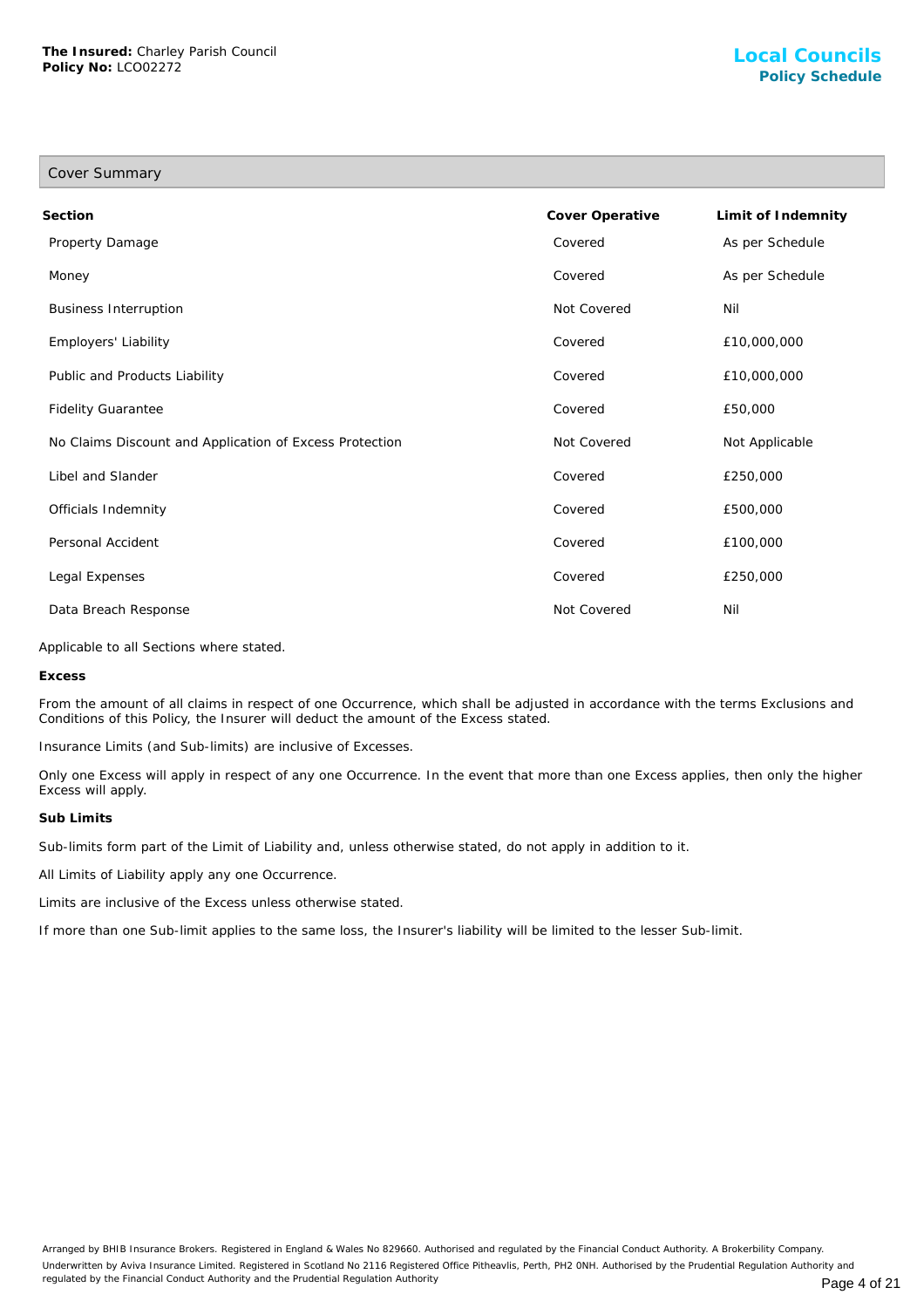**The Insured:** Charley Parish Council
**Policy No:** LCO02272

## Cover Summary

| Section | Cover Operative | Limit of Indemnity |
|---|---|---|
| Property Damage | Covered | As per Schedule |
| Money | Covered | As per Schedule |
| Business Interruption | Not Covered | Nil |
| Employers' Liability | Covered | £10,000,000 |
| Public and Products Liability | Covered | £10,000,000 |
| Fidelity Guarantee | Covered | £50,000 |
| No Claims Discount and Application of Excess Protection | Not Covered | Not Applicable |
| Libel and Slander | Covered | £250,000 |
| Officials Indemnity | Covered | £500,000 |
| Personal Accident | Covered | £100,000 |
| Legal Expenses | Covered | £250,000 |
| Data Breach Response | Not Covered | Nil |

Applicable to all Sections where stated.

**Excess**

From the amount of all claims in respect of one Occurrence, which shall be adjusted in accordance with the terms Exclusions and Conditions of this Policy, the Insurer will deduct the amount of the Excess stated.

Insurance Limits (and Sub-limits) are inclusive of Excesses.

Only one Excess will apply in respect of any one Occurrence. In the event that more than one Excess applies, then only the higher Excess will apply.

**Sub Limits**

Sub-limits form part of the Limit of Liability and, unless otherwise stated, do not apply in addition to it.

All Limits of Liability apply any one Occurrence.

Limits are inclusive of the Excess unless otherwise stated.

If more than one Sub-limit applies to the same loss, the Insurer's liability will be limited to the lesser Sub-limit.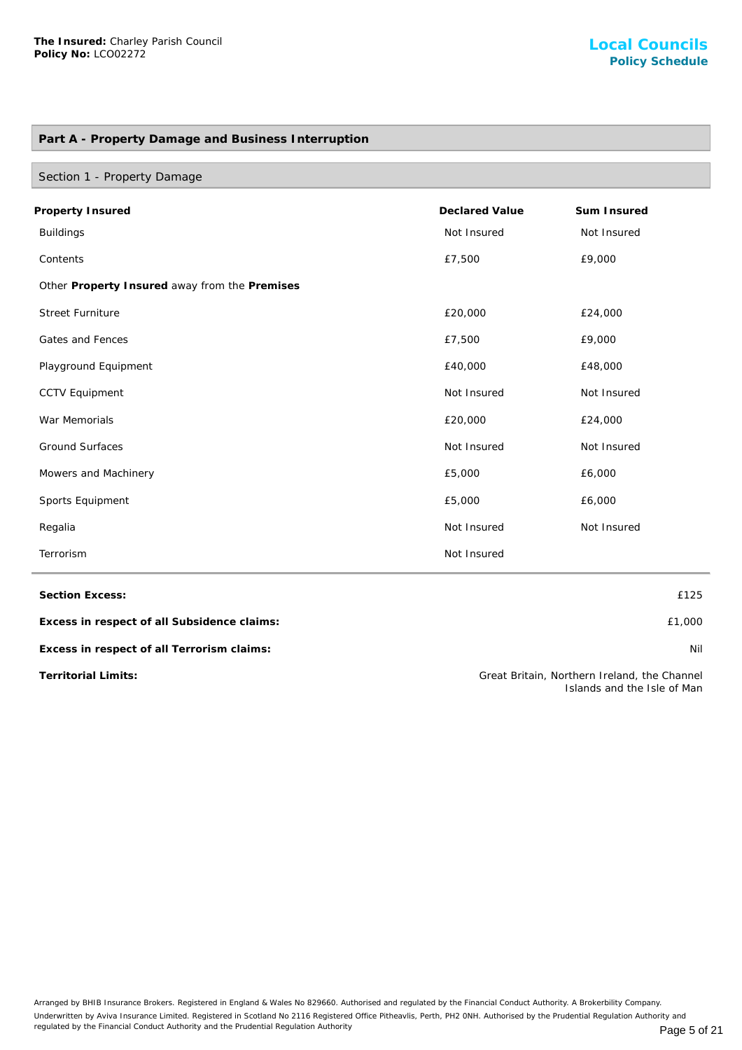**The Insured:** Charley Parish Council
**Policy No:** LCO02272

**Local Councils**
**Policy Schedule**

## Part A - Property Damage and Business Interruption

### Section 1 - Property Damage

| **Property Insured** | **Declared Value** | **Sum Insured** |
|---|---|---|
| Buildings | Not Insured | Not Insured |
| Contents | £7,500 | £9,000 |
| Other **Property Insured** away from the **Premises** | | |
| Street Furniture | £20,000 | £24,000 |
| Gates and Fences | £7,500 | £9,000 |
| Playground Equipment | £40,000 | £48,000 |
| CCTV Equipment | Not Insured | Not Insured |
| War Memorials | £20,000 | £24,000 |
| Ground Surfaces | Not Insured | Not Insured |
| Mowers and Machinery | £5,000 | £6,000 |
| Sports Equipment | £5,000 | £6,000 |
| Regalia | Not Insured | Not Insured |
| Terrorism | Not Insured | |

| | |
|---|---|
| **Section Excess:** | £125 |
| **Excess in respect of all Subsidence claims:** | £1,000 |
| **Excess in respect of all Terrorism claims:** | Nil |
| **Territorial Limits:** | Great Britain, Northern Ireland, the Channel Islands and the Isle of Man |

Arranged by BHIB Insurance Brokers. Registered in England & Wales No 829660. Authorised and regulated by the Financial Conduct Authority. A Brokerbility Company.
Underwritten by Aviva Insurance Limited. Registered in Scotland No 2116 Registered Office Pitheavlis, Perth, PH2 0NH. Authorised by the Prudential Regulation Authority and regulated by the Financial Conduct Authority and the Prudential Regulation Authority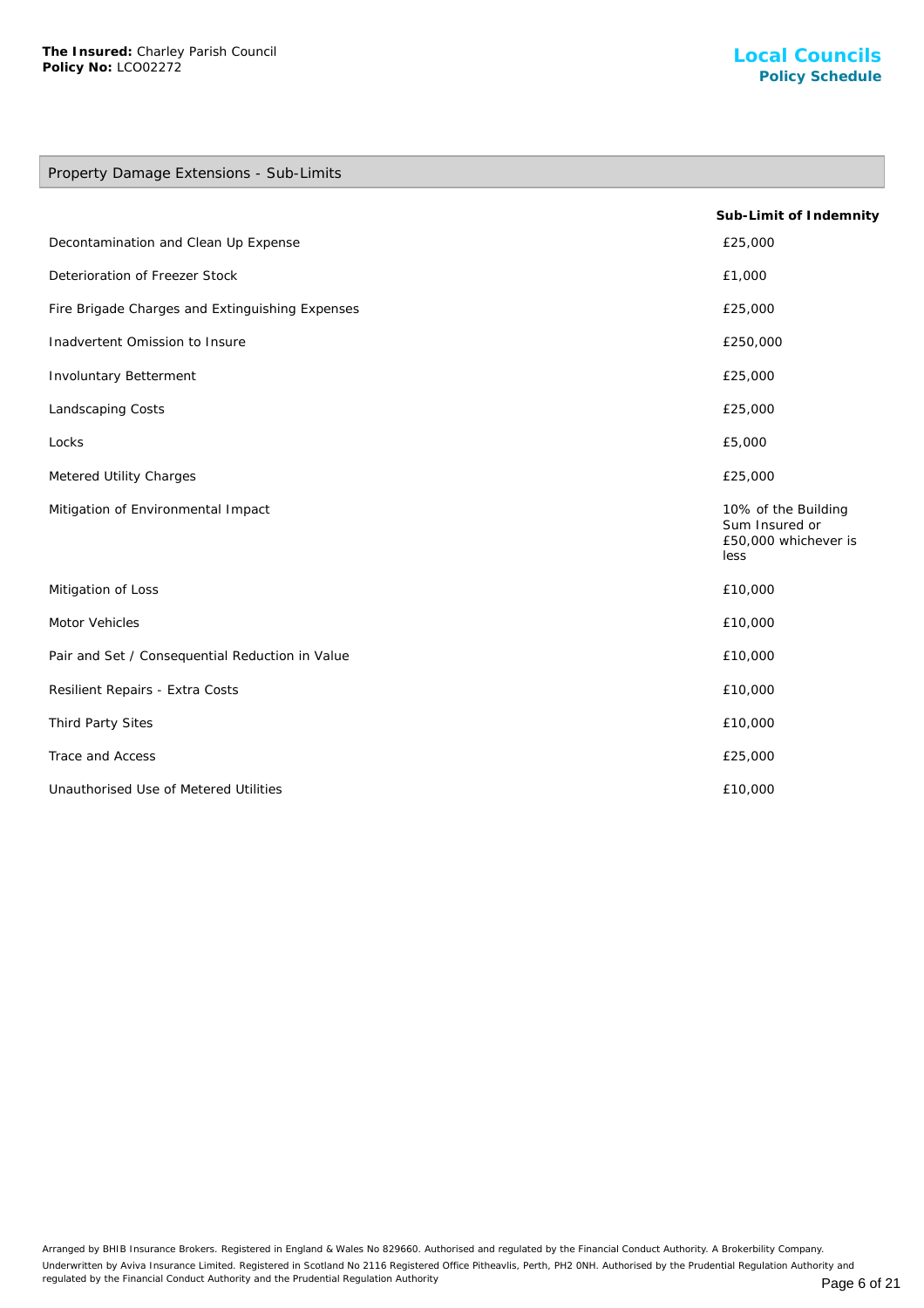## Property Damage Extensions - Sub-Limits

| | Sub-Limit of Indemnity |
|---|---|
| Decontamination and Clean Up Expense | £25,000 |
| Deterioration of Freezer Stock | £1,000 |
| Fire Brigade Charges and Extinguishing Expenses | £25,000 |
| Inadvertent Omission to Insure | £250,000 |
| Involuntary Betterment | £25,000 |
| Landscaping Costs | £25,000 |
| Locks | £5,000 |
| Metered Utility Charges | £25,000 |
| Mitigation of Environmental Impact | 10% of the Building Sum Insured or £50,000 whichever is less |
| Mitigation of Loss | £10,000 |
| Motor Vehicles | £10,000 |
| Pair and Set / Consequential Reduction in Value | £10,000 |
| Resilient Repairs - Extra Costs | £10,000 |
| Third Party Sites | £10,000 |
| Trace and Access | £25,000 |
| Unauthorised Use of Metered Utilities | £10,000 |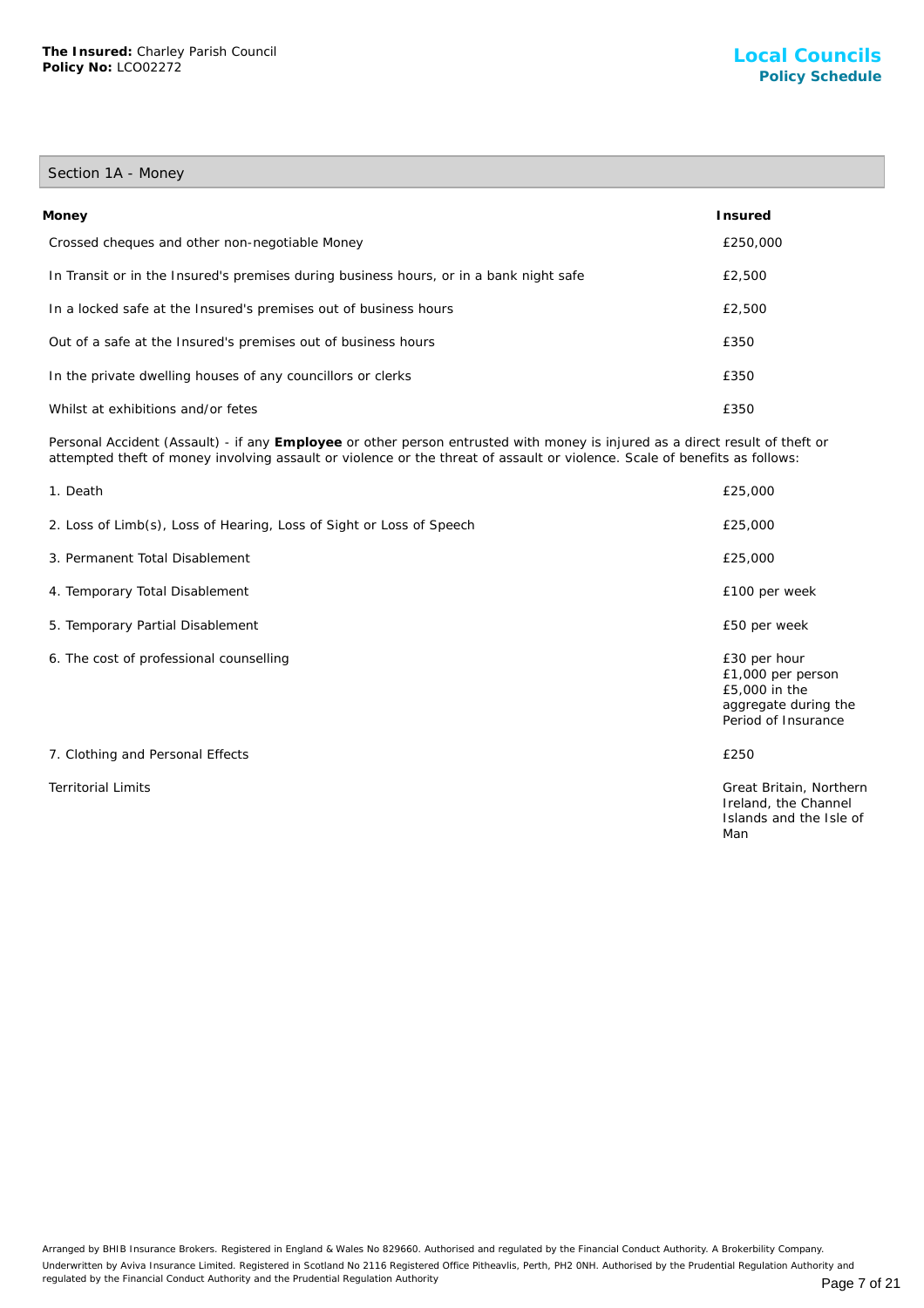**The Insured:** Charley Parish Council
**Policy No:** LCO02272

## Local Councils
### Policy Schedule

## Section 1A - Money

| **Money** | **Insured** |
| --- | --- |
| Crossed cheques and other non-negotiable Money | £250,000 |
| In Transit or in the Insured's premises during business hours, or in a bank night safe | £2,500 |
| In a locked safe at the Insured's premises out of business hours | £2,500 |
| Out of a safe at the Insured's premises out of business hours | £350 |
| In the private dwelling houses of any councillors or clerks | £350 |
| Whilst at exhibitions and/or fetes | £350 |

Personal Accident (Assault) - if any **Employee** or other person entrusted with money is injured as a direct result of theft or attempted theft of money involving assault or violence or the threat of assault or violence. Scale of benefits as follows:

| | |
| --- | --- |
| 1. Death | £25,000 |
| 2. Loss of Limb(s), Loss of Hearing, Loss of Sight or Loss of Speech | £25,000 |
| 3. Permanent Total Disablement | £25,000 |
| 4. Temporary Total Disablement | £100 per week |
| 5. Temporary Partial Disablement | £50 per week |
| 6. The cost of professional counselling | £30 per hour<br>£1,000 per person<br>£5,000 in the aggregate during the Period of Insurance |
| 7. Clothing and Personal Effects | £250 |
| Territorial Limits | Great Britain, Northern Ireland, the Channel Islands and the Isle of Man |

Arranged by BHIB Insurance Brokers. Registered in England & Wales No 829660. Authorised and regulated by the Financial Conduct Authority. A Brokerbility Company.
Underwritten by Aviva Insurance Limited. Registered in Scotland No 2116 Registered Office Pitheavlis, Perth, PH2 0NH. Authorised by the Prudential Regulation Authority and regulated by the Financial Conduct Authority and the Prudential Regulation Authority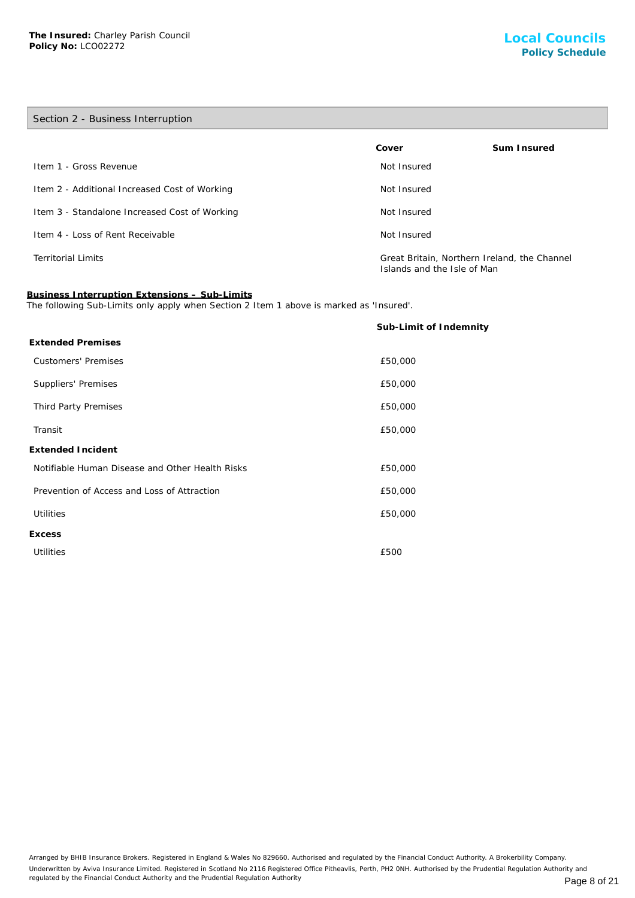**The Insured:** Charley Parish Council
**Policy No:** LCO02272

## Section 2 - Business Interruption

| | Cover | Sum Insured |
|---|---|---|
| Item 1 - Gross Revenue | Not Insured | |
| Item 2 - Additional Increased Cost of Working | Not Insured | |
| Item 3 - Standalone Increased Cost of Working | Not Insured | |
| Item 4 - Loss of Rent Receivable | Not Insured | |
| Territorial Limits | Great Britain, Northern Ireland, the Channel Islands and the Isle of Man | |

**Business Interruption Extensions – Sub-Limits**

The following Sub-Limits only apply when Section 2 Item 1 above is marked as 'Insured'.

| | Sub-Limit of Indemnity |
|---|---|
| **Extended Premises** | |
| Customers' Premises | £50,000 |
| Suppliers' Premises | £50,000 |
| Third Party Premises | £50,000 |
| Transit | £50,000 |
| **Extended Incident** | |
| Notifiable Human Disease and Other Health Risks | £50,000 |
| Prevention of Access and Loss of Attraction | £50,000 |
| Utilities | £50,000 |
| **Excess** | |
| Utilities | £500 |

Arranged by BHIB Insurance Brokers. Registered in England & Wales No 829660. Authorised and regulated by the Financial Conduct Authority. A Brokerbility Company.

Underwritten by Aviva Insurance Limited. Registered in Scotland No 2116 Registered Office Pitheavlis, Perth, PH2 0NH. Authorised by the Prudential Regulation Authority and regulated by the Financial Conduct Authority and the Prudential Regulation Authority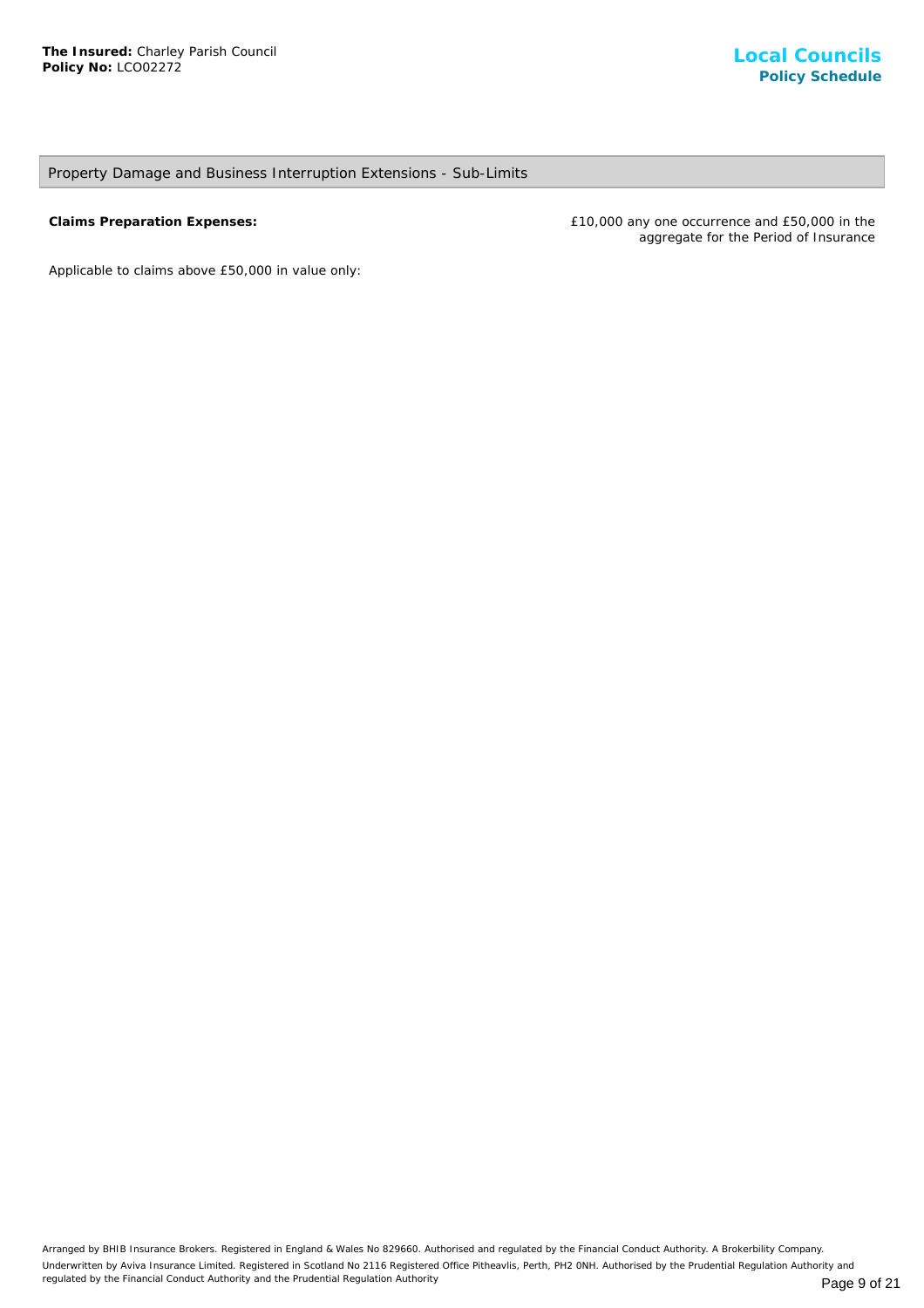## Property Damage and Business Interruption Extensions - Sub-Limits

| | |
|---|---|
| **Claims Preparation Expenses:** | £10,000 any one occurrence and £50,000 in the aggregate for the Period of Insurance |

Applicable to claims above £50,000 in value only:

Arranged by BHIB Insurance Brokers. Registered in England & Wales No 829660. Authorised and regulated by the Financial Conduct Authority. A Brokerbility Company.

Underwritten by Aviva Insurance Limited. Registered in Scotland No 2116 Registered Office Pitheavlis, Perth, PH2 0NH. Authorised by the Prudential Regulation Authority and regulated by the Financial Conduct Authority and the Prudential Regulation Authority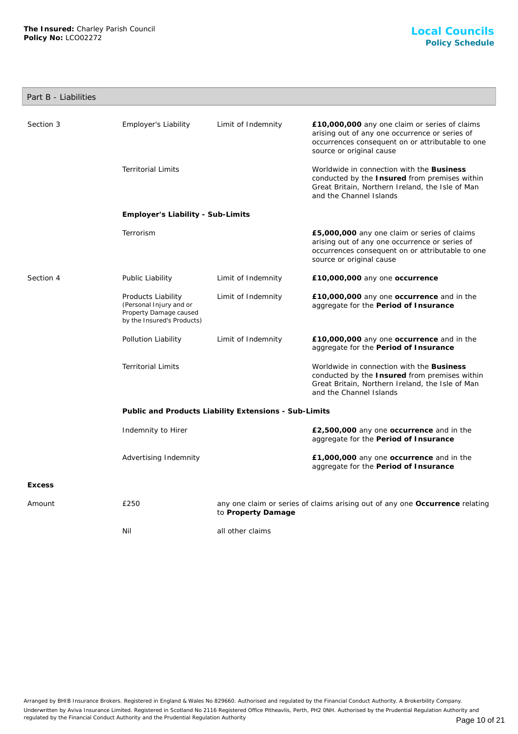**The Insured:** Charley Parish Council
**Policy No:** LCO02272

## Local Councils
### Policy Schedule

## Part B - Liabilities

| | | | |
|---|---|---|---|
| Section 3 | Employer's Liability | Limit of Indemnity | **£10,000,000** any one claim or series of claims arising out of any one occurrence or series of occurrences consequent on or attributable to one source or original cause |
| | Territorial Limits | | Worldwide in connection with the **Business** conducted by the **Insured** from premises within Great Britain, Northern Ireland, the Isle of Man and the Channel Islands |
| | **Employer's Liability - Sub-Limits** | | |
| | Terrorism | | **£5,000,000** any one claim or series of claims arising out of any one occurrence or series of occurrences consequent on or attributable to one source or original cause |
| Section 4 | Public Liability | Limit of Indemnity | **£10,000,000** any one **occurrence** |
| | Products Liability (Personal Injury and or Property Damage caused by the Insured's Products) | Limit of Indemnity | **£10,000,000** any one **occurrence** and in the aggregate for the **Period of Insurance** |
| | Pollution Liability | Limit of Indemnity | **£10,000,000** any one **occurrence** and in the aggregate for the **Period of Insurance** |
| | Territorial Limits | | Worldwide in connection with the **Business** conducted by the **Insured** from premises within Great Britain, Northern Ireland, the Isle of Man and the Channel Islands |
| | **Public and Products Liability Extensions - Sub-Limits** | | |
| | Indemnity to Hirer | | **£2,500,000** any one **occurrence** and in the aggregate for the **Period of Insurance** |
| | Advertising Indemnity | | **£1,000,000** any one **occurrence** and in the aggregate for the **Period of Insurance** |

**Excess**

| | | |
|---|---|---|
| Amount | £250 | any one claim or series of claims arising out of any one **Occurrence** relating to **Property Damage** |
| | Nil | all other claims |

Arranged by BHIB Insurance Brokers. Registered in England & Wales No 829660. Authorised and regulated by the Financial Conduct Authority. A Brokerbility Company.
Underwritten by Aviva Insurance Limited. Registered in Scotland No 2116 Registered Office Pitheavlis, Perth, PH2 0NH. Authorised by the Prudential Regulation Authority and regulated by the Financial Conduct Authority and the Prudential Regulation Authority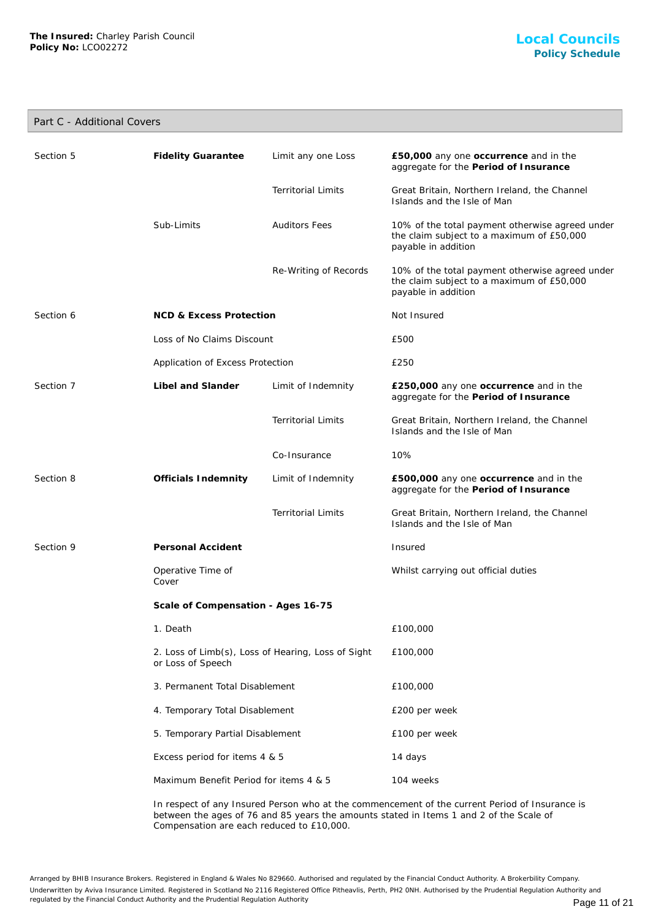## Part C - Additional Covers

| | | | |
|---|---|---|---|
| Section 5 | **Fidelity Guarantee** | Limit any one Loss | **£50,000** any one **occurrence** and in the aggregate for the **Period of Insurance** |
| | | Territorial Limits | Great Britain, Northern Ireland, the Channel Islands and the Isle of Man |
| | Sub-Limits | Auditors Fees | 10% of the total payment otherwise agreed under the claim subject to a maximum of £50,000 payable in addition |
| | | Re-Writing of Records | 10% of the total payment otherwise agreed under the claim subject to a maximum of £50,000 payable in addition |
| Section 6 | **NCD & Excess Protection** | | Not Insured |
| | Loss of No Claims Discount | | £500 |
| | Application of Excess Protection | | £250 |
| Section 7 | **Libel and Slander** | Limit of Indemnity | **£250,000** any one **occurrence** and in the aggregate for the **Period of Insurance** |
| | | Territorial Limits | Great Britain, Northern Ireland, the Channel Islands and the Isle of Man |
| | | Co-Insurance | 10% |
| Section 8 | **Officials Indemnity** | Limit of Indemnity | **£500,000** any one **occurrence** and in the aggregate for the **Period of Insurance** |
| | | Territorial Limits | Great Britain, Northern Ireland, the Channel Islands and the Isle of Man |
| Section 9 | **Personal Accident** | | Insured |
| | Operative Time of Cover | | Whilst carrying out official duties |
| | **Scale of Compensation - Ages 16-75** | | |
| | 1. Death | | £100,000 |
| | 2. Loss of Limb(s), Loss of Hearing, Loss of Sight or Loss of Speech | | £100,000 |
| | 3. Permanent Total Disablement | | £100,000 |
| | 4. Temporary Total Disablement | | £200 per week |
| | 5. Temporary Partial Disablement | | £100 per week |
| | Excess period for items 4 & 5 | | 14 days |
| | Maximum Benefit Period for items 4 & 5 | | 104 weeks |

In respect of any Insured Person who at the commencement of the current Period of Insurance is between the ages of 76 and 85 years the amounts stated in Items 1 and 2 of the Scale of Compensation are each reduced to £10,000.

Arranged by BHIB Insurance Brokers. Registered in England & Wales No 829660. Authorised and regulated by the Financial Conduct Authority. A Brokerbility Company.

Underwritten by Aviva Insurance Limited. Registered in Scotland No 2116 Registered Office Pitheavlis, Perth, PH2 0NH. Authorised by the Prudential Regulation Authority and regulated by the Financial Conduct Authority and the Prudential Regulation Authority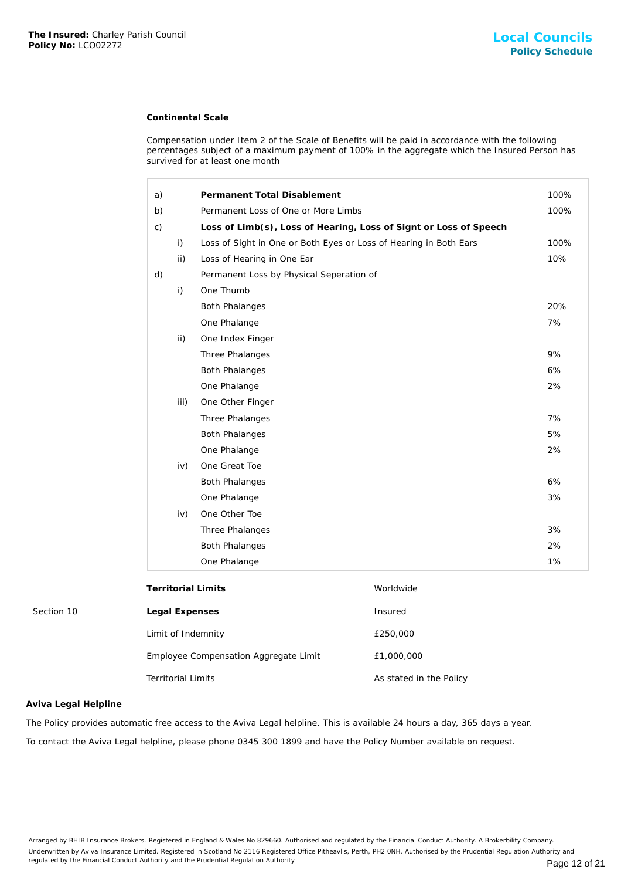**Continental Scale**

Compensation under Item 2 of the Scale of Benefits will be paid in accordance with the following percentages subject of a maximum payment of 100% in the aggregate which the Insured Person has survived for at least one month

| | | | |
|---|---|---|---|
| a) | | **Permanent Total Disablement** | 100% |
| b) | | Permanent Loss of One or More Limbs | 100% |
| c) | | **Loss of Limb(s), Loss of Hearing, Loss of Signt or Loss of Speech** | |
| | i) | Loss of Sight in One or Both Eyes or Loss of Hearing in Both Ears | 100% |
| | ii) | Loss of Hearing in One Ear | 10% |
| d) | | Permanent Loss by Physical Seperation of | |
| | i) | One Thumb | |
| | | Both Phalanges | 20% |
| | | One Phalange | 7% |
| | ii) | One Index Finger | |
| | | Three Phalanges | 9% |
| | | Both Phalanges | 6% |
| | | One Phalange | 2% |
| | iii) | One Other Finger | |
| | | Three Phalanges | 7% |
| | | Both Phalanges | 5% |
| | | One Phalange | 2% |
| | iv) | One Great Toe | |
| | | Both Phalanges | 6% |
| | | One Phalange | 3% |
| | iv) | One Other Toe | |
| | | Three Phalanges | 3% |
| | | Both Phalanges | 2% |
| | | One Phalange | 1% |

| | | |
|---|---|---|
| | **Territorial Limits** | Worldwide |
| Section 10 | **Legal Expenses** | Insured |
| | Limit of Indemnity | £250,000 |
| | Employee Compensation Aggregate Limit | £1,000,000 |
| | Territorial Limits | As stated in the Policy |

**Aviva Legal Helpline**

The Policy provides automatic free access to the Aviva Legal helpline. This is available 24 hours a day, 365 days a year.

To contact the Aviva Legal helpline, please phone 0345 300 1899 and have the Policy Number available on request.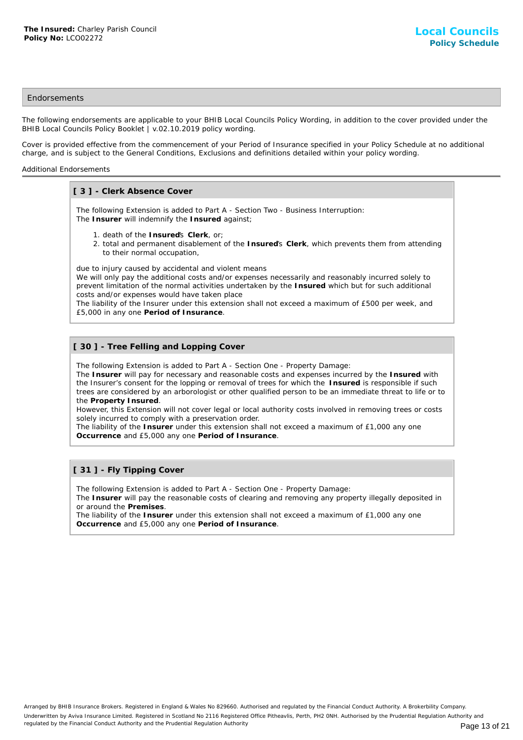## Endorsements

The following endorsements are applicable to your BHIB Local Councils Policy Wording, in addition to the cover provided under the BHIB Local Councils Policy Booklet | v.02.10.2019 policy wording.

Cover is provided effective from the commencement of your Period of Insurance specified in your Policy Schedule at no additional charge, and is subject to the General Conditions, Exclusions and definitions detailed within your policy wording.

### Additional Endorsements

#### [ 3 ] - Clerk Absence Cover

The following Extension is added to Part A - Section Two - Business Interruption:
The **Insurer** will indemnify the **Insured** against;

1. death of the **Insured**'s **Clerk**, or;
2. total and permanent disablement of the **Insured**'s **Clerk**, which prevents them from attending to their normal occupation,

due to injury caused by accidental and violent means
We will only pay the additional costs and/or expenses necessarily and reasonably incurred solely to prevent limitation of the normal activities undertaken by the **Insured** which but for such additional costs and/or expenses would have taken place
The liability of the Insurer under this extension shall not exceed a maximum of £500 per week, and £5,000 in any one **Period of Insurance**.

#### [ 30 ] - Tree Felling and Lopping Cover

The following Extension is added to Part A - Section One - Property Damage:
The **Insurer** will pay for necessary and reasonable costs and expenses incurred by the **Insured** with the Insurer's consent for the lopping or removal of trees for which the **Insured** is responsible if such trees are considered by an arborologist or other qualified person to be an immediate threat to life or to the **Property Insured**.
However, this Extension will not cover legal or local authority costs involved in removing trees or costs solely incurred to comply with a preservation order.
The liability of the **Insurer** under this extension shall not exceed a maximum of £1,000 any one **Occurrence** and £5,000 any one **Period of Insurance**.

#### [ 31 ] - Fly Tipping Cover

The following Extension is added to Part A - Section One - Property Damage:
The **Insurer** will pay the reasonable costs of clearing and removing any property illegally deposited in or around the **Premises**.
The liability of the **Insurer** under this extension shall not exceed a maximum of £1,000 any one **Occurrence** and £5,000 any one **Period of Insurance**.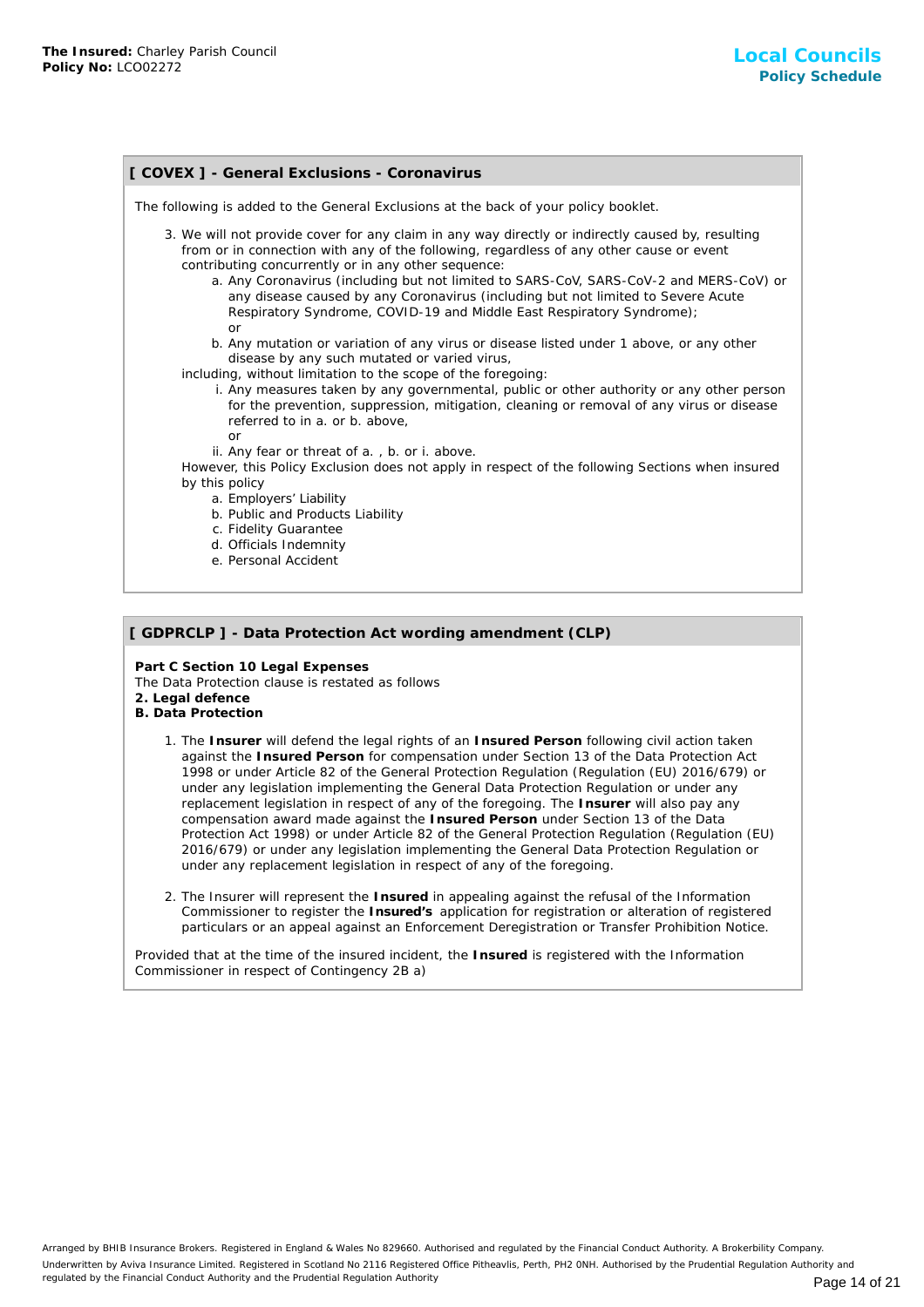## [ COVEX ] - General Exclusions - Coronavirus

The following is added to the General Exclusions at the back of your policy booklet.

3. We will not provide cover for any claim in any way directly or indirectly caused by, resulting from or in connection with any of the following, regardless of any other cause or event contributing concurrently or in any other sequence:
   - a. Any Coronavirus (including but not limited to SARS-CoV, SARS-CoV-2 and MERS-CoV) or any disease caused by any Coronavirus (including but not limited to Severe Acute Respiratory Syndrome, COVID-19 and Middle East Respiratory Syndrome);

     or
   - b. Any mutation or variation of any virus or disease listed under 1 above, or any other disease by any such mutated or varied virus,

   including, without limitation to the scope of the foregoing:
   - i. Any measures taken by any governmental, public or other authority or any other person for the prevention, suppression, mitigation, cleaning or removal of any virus or disease referred to in a. or b. above,

     or
   - ii. Any fear or threat of a. , b. or i. above.

   However, this Policy Exclusion does not apply in respect of the following Sections when insured by this policy
   - a. Employers' Liability
   - b. Public and Products Liability
   - c. Fidelity Guarantee
   - d. Officials Indemnity
   - e. Personal Accident

## [ GDPRCLP ] - Data Protection Act wording amendment (CLP)

**Part C Section 10 Legal Expenses**

The Data Protection clause is restated as follows

**2. Legal defence**

**B. Data Protection**

1. The **Insurer** will defend the legal rights of an **Insured Person** following civil action taken against the **Insured Person** for compensation under Section 13 of the Data Protection Act 1998 or under Article 82 of the General Protection Regulation (Regulation (EU) 2016/679) or under any legislation implementing the General Data Protection Regulation or under any replacement legislation in respect of any of the foregoing. The **Insurer** will also pay any compensation award made against the **Insured Person** under Section 13 of the Data Protection Act 1998) or under Article 82 of the General Protection Regulation (Regulation (EU) 2016/679) or under any legislation implementing the General Data Protection Regulation or under any replacement legislation in respect of any of the foregoing.

2. The Insurer will represent the **Insured** in appealing against the refusal of the Information Commissioner to register the **Insured's** application for registration or alteration of registered particulars or an appeal against an Enforcement Deregistration or Transfer Prohibition Notice.

Provided that at the time of the insured incident, the **Insured** is registered with the Information Commissioner in respect of Contingency 2B a)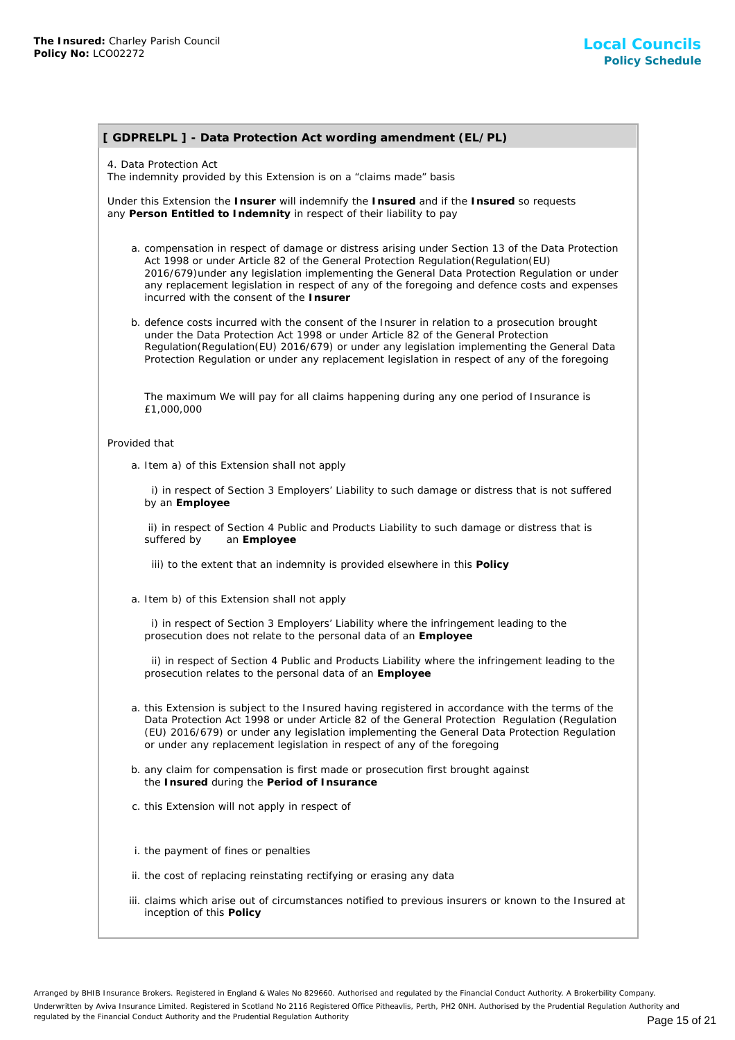## [ GDPRELPL ] - Data Protection Act wording amendment (EL/PL)

4. Data Protection Act
The indemnity provided by this Extension is on a "claims made" basis

Under this Extension the **Insurer** will indemnify the **Insured** and if the **Insured** so requests any **Person Entitled to Indemnity** in respect of their liability to pay

a. compensation in respect of damage or distress arising under Section 13 of the Data Protection Act 1998 or under Article 82 of the General Protection Regulation(Regulation(EU) 2016/679)under any legislation implementing the General Data Protection Regulation or under any replacement legislation in respect of any of the foregoing and defence costs and expenses incurred with the consent of the **Insurer**

b. defence costs incurred with the consent of the Insurer in relation to a prosecution brought under the Data Protection Act 1998 or under Article 82 of the General Protection Regulation(Regulation(EU) 2016/679) or under any legislation implementing the General Data Protection Regulation or under any replacement legislation in respect of any of the foregoing

The maximum We will pay for all claims happening during any one period of Insurance is £1,000,000

Provided that

a. Item a) of this Extension shall not apply

i) in respect of Section 3 Employers' Liability to such damage or distress that is not suffered by an **Employee**

ii) in respect of Section 4 Public and Products Liability to such damage or distress that is suffered by an **Employee**

iii) to the extent that an indemnity is provided elsewhere in this **Policy**

a. Item b) of this Extension shall not apply

i) in respect of Section 3 Employers' Liability where the infringement leading to the prosecution does not relate to the personal data of an **Employee**

ii) in respect of Section 4 Public and Products Liability where the infringement leading to the prosecution relates to the personal data of an **Employee**

a. this Extension is subject to the Insured having registered in accordance with the terms of the Data Protection Act 1998 or under Article 82 of the General Protection Regulation (Regulation (EU) 2016/679) or under any legislation implementing the General Data Protection Regulation or under any replacement legislation in respect of any of the foregoing

b. any claim for compensation is first made or prosecution first brought against the **Insured** during the **Period of Insurance**

c. this Extension will not apply in respect of

i. the payment of fines or penalties

ii. the cost of replacing reinstating rectifying or erasing any data

iii. claims which arise out of circumstances notified to previous insurers or known to the Insured at inception of this **Policy**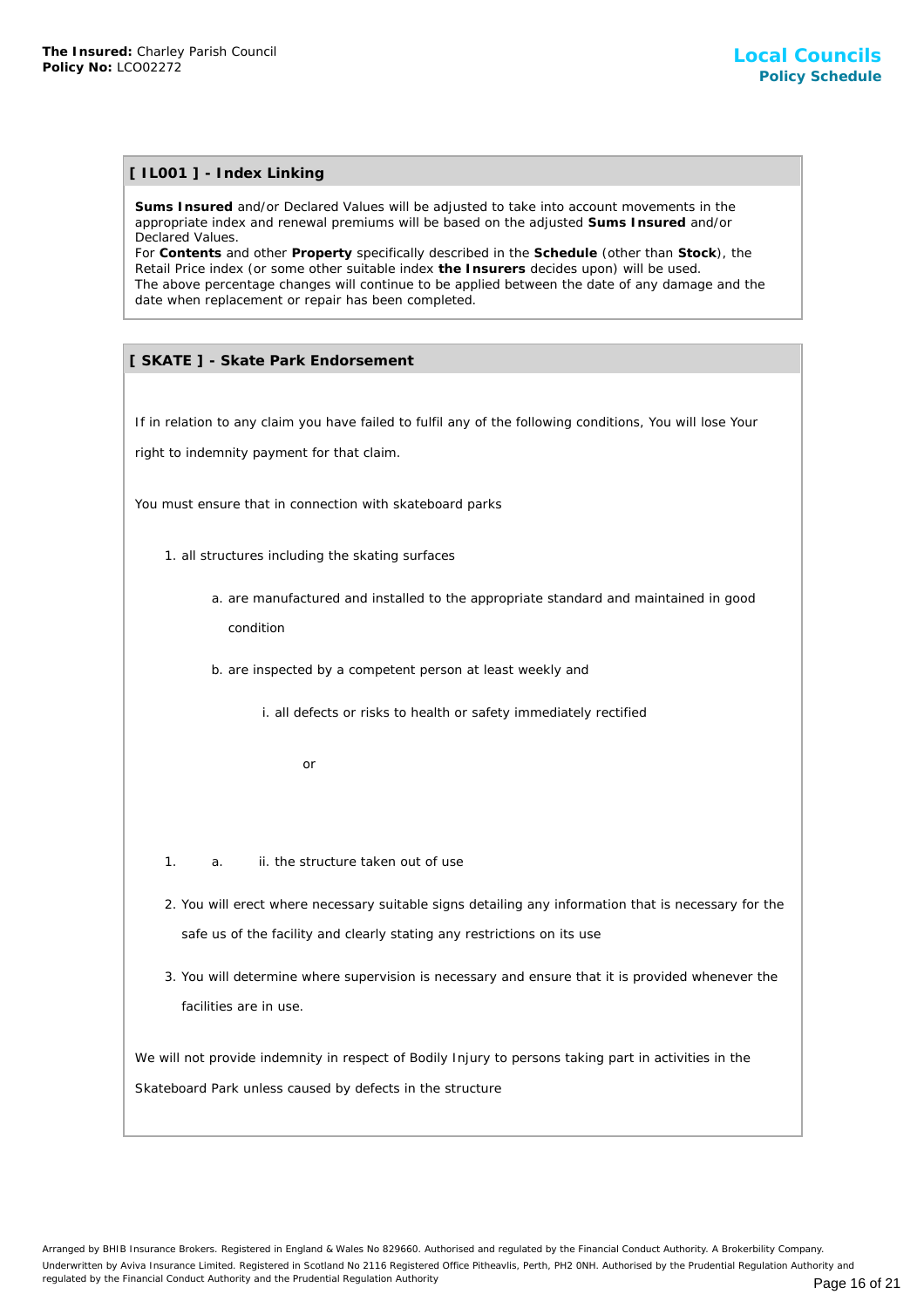## [ IL001 ] - Index Linking

**Sums Insured** and/or Declared Values will be adjusted to take into account movements in the appropriate index and renewal premiums will be based on the adjusted **Sums Insured** and/or Declared Values.
For **Contents** and other **Property** specifically described in the **Schedule** (other than **Stock**), the Retail Price index (or some other suitable index **the Insurers** decides upon) will be used.
The above percentage changes will continue to be applied between the date of any damage and the date when replacement or repair has been completed.

## [ SKATE ] - Skate Park Endorsement

If in relation to any claim you have failed to fulfil any of the following conditions, You will lose Your right to indemnity payment for that claim.

You must ensure that in connection with skateboard parks

1. all structures including the skating surfaces
   a. are manufactured and installed to the appropriate standard and maintained in good condition
   b. are inspected by a competent person at least weekly and
      i. all defects or risks to health or safety immediately rectified

         or

1. a. ii. the structure taken out of use

2. You will erect where necessary suitable signs detailing any information that is necessary for the safe us of the facility and clearly stating any restrictions on its use
3. You will determine where supervision is necessary and ensure that it is provided whenever the facilities are in use.

We will not provide indemnity in respect of Bodily Injury to persons taking part in activities in the Skateboard Park unless caused by defects in the structure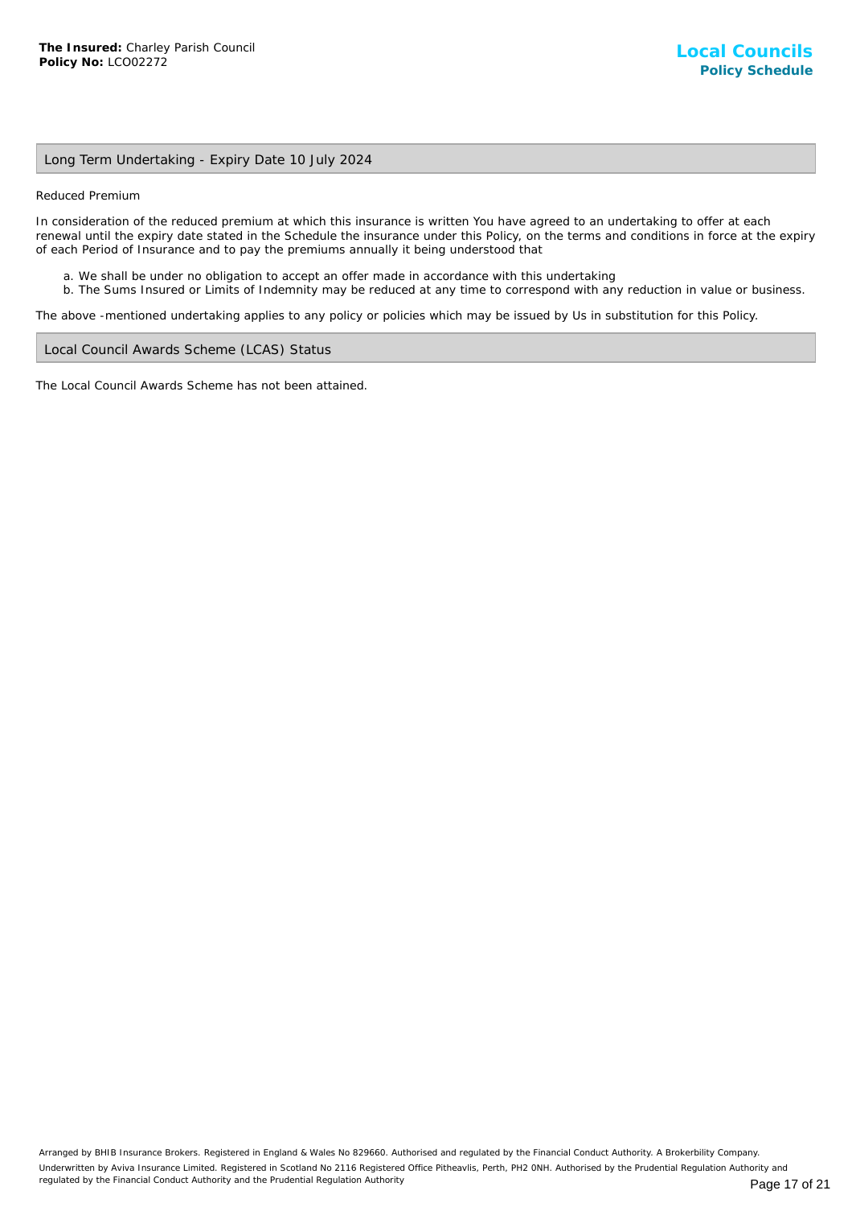## Long Term Undertaking - Expiry Date 10 July 2024

Reduced Premium

In consideration of the reduced premium at which this insurance is written You have agreed to an undertaking to offer at each renewal until the expiry date stated in the Schedule the insurance under this Policy, on the terms and conditions in force at the expiry of each Period of Insurance and to pay the premiums annually it being understood that

a. We shall be under no obligation to accept an offer made in accordance with this undertaking
b. The Sums Insured or Limits of Indemnity may be reduced at any time to correspond with any reduction in value or business.

The above -mentioned undertaking applies to any policy or policies which may be issued by Us in substitution for this Policy.

## Local Council Awards Scheme (LCAS) Status

The Local Council Awards Scheme has not been attained.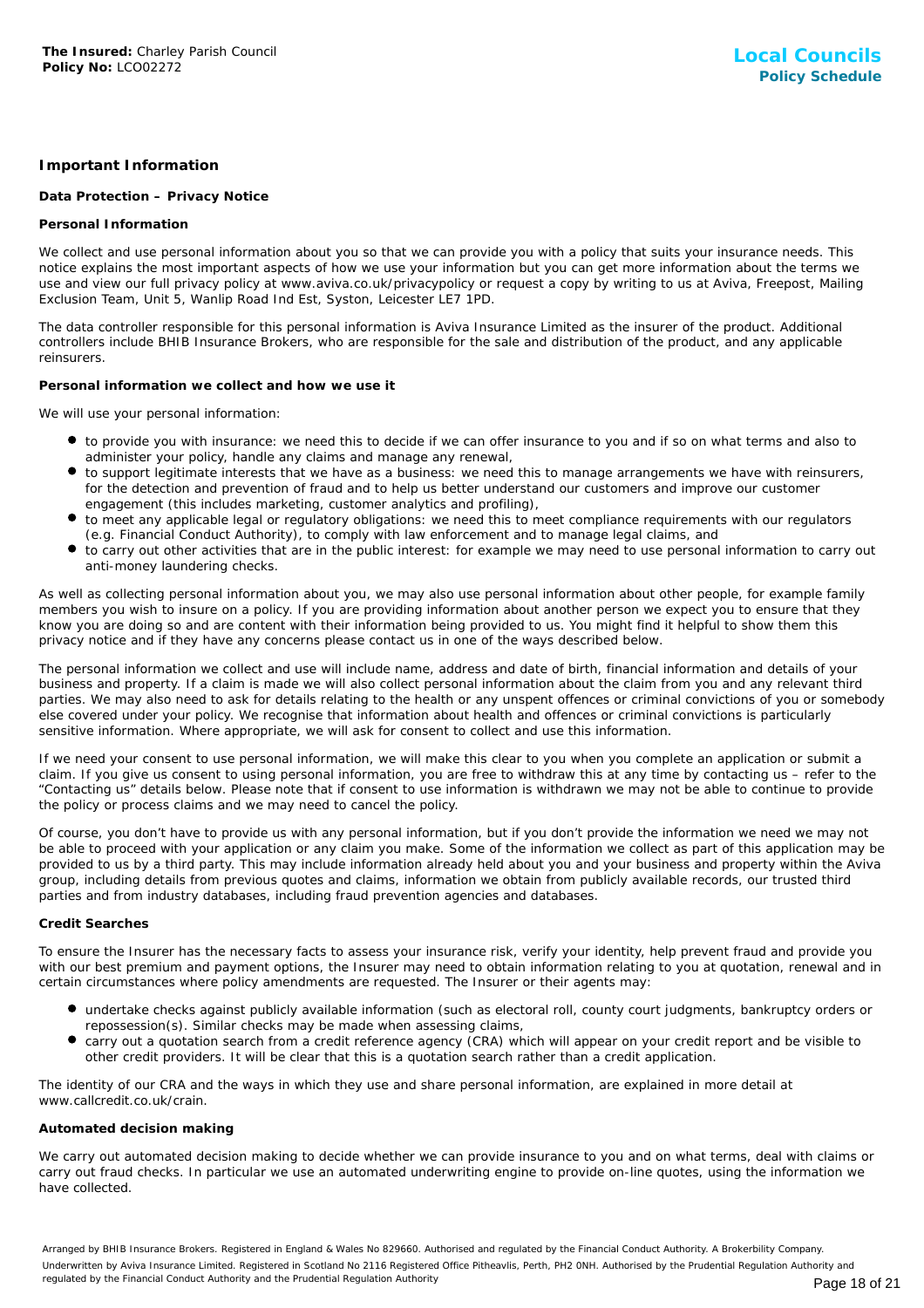## Important Information

### Data Protection – Privacy Notice

#### Personal Information

We collect and use personal information about you so that we can provide you with a policy that suits your insurance needs. This notice explains the most important aspects of how we use your information but you can get more information about the terms we use and view our full privacy policy at www.aviva.co.uk/privacypolicy or request a copy by writing to us at Aviva, Freepost, Mailing Exclusion Team, Unit 5, Wanlip Road Ind Est, Syston, Leicester LE7 1PD.

The data controller responsible for this personal information is Aviva Insurance Limited as the insurer of the product. Additional controllers include BHIB Insurance Brokers, who are responsible for the sale and distribution of the product, and any applicable reinsurers.

#### Personal information we collect and how we use it

We will use your personal information:

- to provide you with insurance: we need this to decide if we can offer insurance to you and if so on what terms and also to administer your policy, handle any claims and manage any renewal,
- to support legitimate interests that we have as a business: we need this to manage arrangements we have with reinsurers, for the detection and prevention of fraud and to help us better understand our customers and improve our customer engagement (this includes marketing, customer analytics and profiling),
- to meet any applicable legal or regulatory obligations: we need this to meet compliance requirements with our regulators (e.g. Financial Conduct Authority), to comply with law enforcement and to manage legal claims, and
- to carry out other activities that are in the public interest: for example we may need to use personal information to carry out anti-money laundering checks.

As well as collecting personal information about you, we may also use personal information about other people, for example family members you wish to insure on a policy. If you are providing information about another person we expect you to ensure that they know you are doing so and are content with their information being provided to us. You might find it helpful to show them this privacy notice and if they have any concerns please contact us in one of the ways described below.

The personal information we collect and use will include name, address and date of birth, financial information and details of your business and property. If a claim is made we will also collect personal information about the claim from you and any relevant third parties. We may also need to ask for details relating to the health or any unspent offences or criminal convictions of you or somebody else covered under your policy. We recognise that information about health and offences or criminal convictions is particularly sensitive information. Where appropriate, we will ask for consent to collect and use this information.

If we need your consent to use personal information, we will make this clear to you when you complete an application or submit a claim. If you give us consent to using personal information, you are free to withdraw this at any time by contacting us – refer to the "Contacting us" details below. Please note that if consent to use information is withdrawn we may not be able to continue to provide the policy or process claims and we may need to cancel the policy.

Of course, you don't have to provide us with any personal information, but if you don't provide the information we need we may not be able to proceed with your application or any claim you make. Some of the information we collect as part of this application may be provided to us by a third party. This may include information already held about you and your business and property within the Aviva group, including details from previous quotes and claims, information we obtain from publicly available records, our trusted third parties and from industry databases, including fraud prevention agencies and databases.

#### Credit Searches

To ensure the Insurer has the necessary facts to assess your insurance risk, verify your identity, help prevent fraud and provide you with our best premium and payment options, the Insurer may need to obtain information relating to you at quotation, renewal and in certain circumstances where policy amendments are requested. The Insurer or their agents may:

- undertake checks against publicly available information (such as electoral roll, county court judgments, bankruptcy orders or repossession(s). Similar checks may be made when assessing claims,
- carry out a quotation search from a credit reference agency (CRA) which will appear on your credit report and be visible to other credit providers. It will be clear that this is a quotation search rather than a credit application.

The identity of our CRA and the ways in which they use and share personal information, are explained in more detail at www.callcredit.co.uk/crain.

#### Automated decision making

We carry out automated decision making to decide whether we can provide insurance to you and on what terms, deal with claims or carry out fraud checks. In particular we use an automated underwriting engine to provide on-line quotes, using the information we have collected.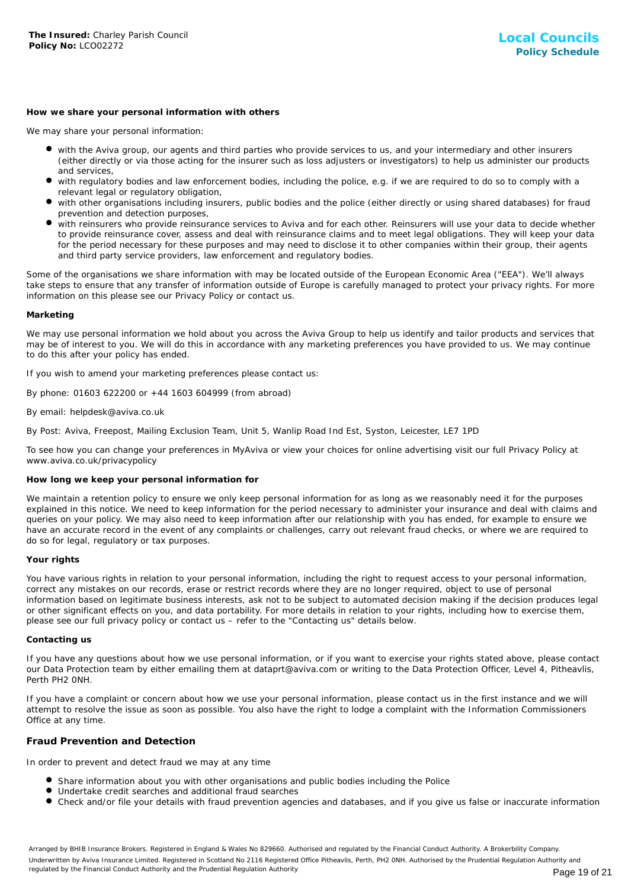### How we share your personal information with others

We may share your personal information:

- with the Aviva group, our agents and third parties who provide services to us, and your intermediary and other insurers (either directly or via those acting for the insurer such as loss adjusters or investigators) to help us administer our products and services,
- with regulatory bodies and law enforcement bodies, including the police, e.g. if we are required to do so to comply with a relevant legal or regulatory obligation,
- with other organisations including insurers, public bodies and the police (either directly or using shared databases) for fraud prevention and detection purposes,
- with reinsurers who provide reinsurance services to Aviva and for each other. Reinsurers will use your data to decide whether to provide reinsurance cover, assess and deal with reinsurance claims and to meet legal obligations. They will keep your data for the period necessary for these purposes and may need to disclose it to other companies within their group, their agents and third party service providers, law enforcement and regulatory bodies.

Some of the organisations we share information with may be located outside of the European Economic Area ("EEA"). We'll always take steps to ensure that any transfer of information outside of Europe is carefully managed to protect your privacy rights. For more information on this please see our Privacy Policy or contact us.

### Marketing

We may use personal information we hold about you across the Aviva Group to help us identify and tailor products and services that may be of interest to you. We will do this in accordance with any marketing preferences you have provided to us. We may continue to do this after your policy has ended.

If you wish to amend your marketing preferences please contact us:

By phone: 01603 622200 or +44 1603 604999 (from abroad)

By email: helpdesk@aviva.co.uk

By Post: Aviva, Freepost, Mailing Exclusion Team, Unit 5, Wanlip Road Ind Est, Syston, Leicester, LE7 1PD

To see how you can change your preferences in MyAviva or view your choices for online advertising visit our full Privacy Policy at www.aviva.co.uk/privacypolicy

### How long we keep your personal information for

We maintain a retention policy to ensure we only keep personal information for as long as we reasonably need it for the purposes explained in this notice. We need to keep information for the period necessary to administer your insurance and deal with claims and queries on your policy. We may also need to keep information after our relationship with you has ended, for example to ensure we have an accurate record in the event of any complaints or challenges, carry out relevant fraud checks, or where we are required to do so for legal, regulatory or tax purposes.

### Your rights

You have various rights in relation to your personal information, including the right to request access to your personal information, correct any mistakes on our records, erase or restrict records where they are no longer required, object to use of personal information based on legitimate business interests, ask not to be subject to automated decision making if the decision produces legal or other significant effects on you, and data portability. For more details in relation to your rights, including how to exercise them, please see our full privacy policy or contact us – refer to the "Contacting us" details below.

### Contacting us

If you have any questions about how we use personal information, or if you want to exercise your rights stated above, please contact our Data Protection team by either emailing them at dataprt@aviva.com or writing to the Data Protection Officer, Level 4, Pitheavlis, Perth PH2 0NH.

If you have a complaint or concern about how we use your personal information, please contact us in the first instance and we will attempt to resolve the issue as soon as possible. You also have the right to lodge a complaint with the Information Commissioners Office at any time.

## Fraud Prevention and Detection

In order to prevent and detect fraud we may at any time

- Share information about you with other organisations and public bodies including the Police
- Undertake credit searches and additional fraud searches
- Check and/or file your details with fraud prevention agencies and databases, and if you give us false or inaccurate information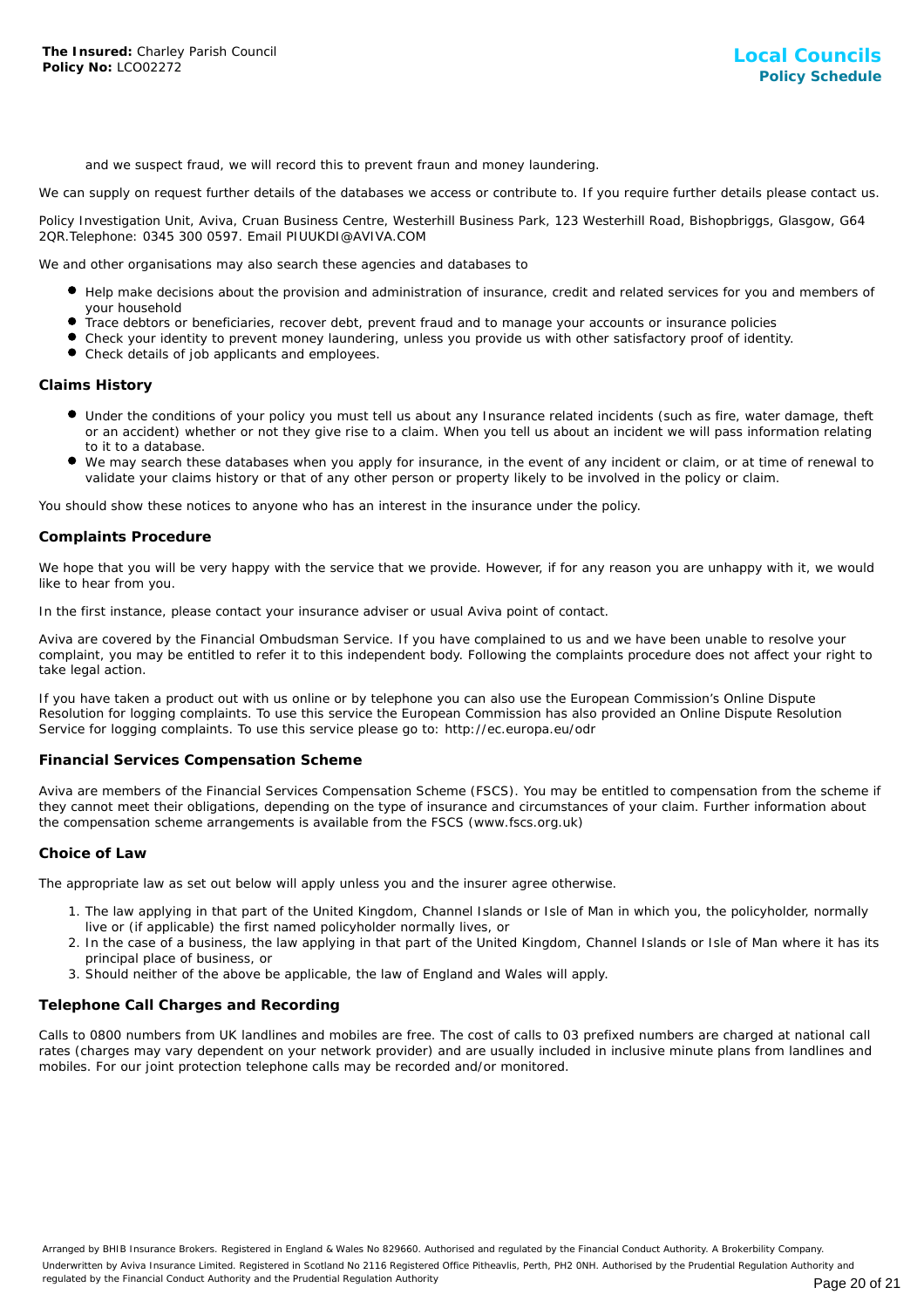and we suspect fraud, we will record this to prevent fraun and money laundering.

We can supply on request further details of the databases we access or contribute to. If you require further details please contact us.

Policy Investigation Unit, Aviva, Cruan Business Centre, Westerhill Business Park, 123 Westerhill Road, Bishopbriggs, Glasgow, G64 2QR.Telephone: 0345 300 0597. Email PIUUKDI@AVIVA.COM

We and other organisations may also search these agencies and databases to

- Help make decisions about the provision and administration of insurance, credit and related services for you and members of your household
- Trace debtors or beneficiaries, recover debt, prevent fraud and to manage your accounts or insurance policies
- Check your identity to prevent money laundering, unless you provide us with other satisfactory proof of identity.
- Check details of job applicants and employees.

### Claims History

- Under the conditions of your policy you must tell us about any Insurance related incidents (such as fire, water damage, theft or an accident) whether or not they give rise to a claim. When you tell us about an incident we will pass information relating to it to a database.
- We may search these databases when you apply for insurance, in the event of any incident or claim, or at time of renewal to validate your claims history or that of any other person or property likely to be involved in the policy or claim.

You should show these notices to anyone who has an interest in the insurance under the policy.

### Complaints Procedure

We hope that you will be very happy with the service that we provide. However, if for any reason you are unhappy with it, we would like to hear from you.

In the first instance, please contact your insurance adviser or usual Aviva point of contact.

Aviva are covered by the Financial Ombudsman Service. If you have complained to us and we have been unable to resolve your complaint, you may be entitled to refer it to this independent body. Following the complaints procedure does not affect your right to take legal action.

If you have taken a product out with us online or by telephone you can also use the European Commission's Online Dispute Resolution for logging complaints. To use this service the European Commission has also provided an Online Dispute Resolution Service for logging complaints. To use this service please go to: http://ec.europa.eu/odr

### Financial Services Compensation Scheme

Aviva are members of the Financial Services Compensation Scheme (FSCS). You may be entitled to compensation from the scheme if they cannot meet their obligations, depending on the type of insurance and circumstances of your claim. Further information about the compensation scheme arrangements is available from the FSCS (www.fscs.org.uk)

### Choice of Law

The appropriate law as set out below will apply unless you and the insurer agree otherwise.

1. The law applying in that part of the United Kingdom, Channel Islands or Isle of Man in which you, the policyholder, normally live or (if applicable) the first named policyholder normally lives, or
2. In the case of a business, the law applying in that part of the United Kingdom, Channel Islands or Isle of Man where it has its principal place of business, or
3. Should neither of the above be applicable, the law of England and Wales will apply.

### Telephone Call Charges and Recording

Calls to 0800 numbers from UK landlines and mobiles are free. The cost of calls to 03 prefixed numbers are charged at national call rates (charges may vary dependent on your network provider) and are usually included in inclusive minute plans from landlines and mobiles. For our joint protection telephone calls may be recorded and/or monitored.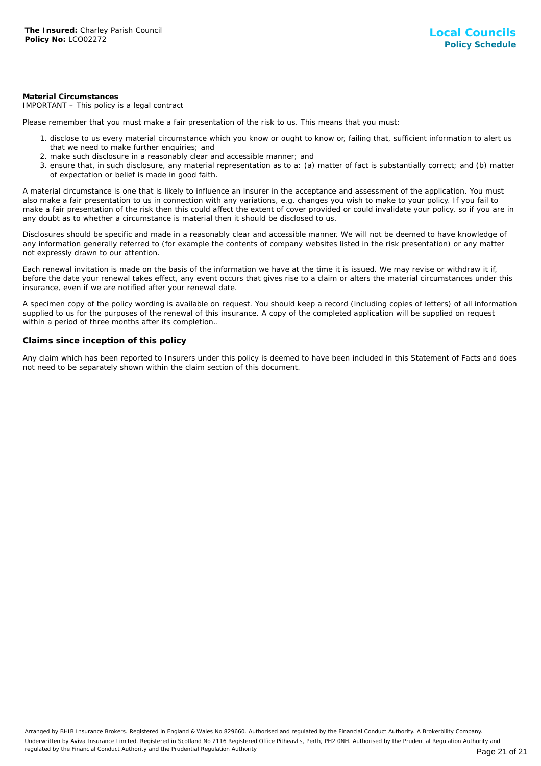**Material Circumstances**
IMPORTANT – This policy is a legal contract

Please remember that you must make a fair presentation of the risk to us. This means that you must:

1. disclose to us every material circumstance which you know or ought to know or, failing that, sufficient information to alert us that we need to make further enquiries; and
2. make such disclosure in a reasonably clear and accessible manner; and
3. ensure that, in such disclosure, any material representation as to a: (a) matter of fact is substantially correct; and (b) matter of expectation or belief is made in good faith.

A material circumstance is one that is likely to influence an insurer in the acceptance and assessment of the application. You must also make a fair presentation to us in connection with any variations, e.g. changes you wish to make to your policy. If you fail to make a fair presentation of the risk then this could affect the extent of cover provided or could invalidate your policy, so if you are in any doubt as to whether a circumstance is material then it should be disclosed to us.

Disclosures should be specific and made in a reasonably clear and accessible manner. We will not be deemed to have knowledge of any information generally referred to (for example the contents of company websites listed in the risk presentation) or any matter not expressly drawn to our attention.

Each renewal invitation is made on the basis of the information we have at the time it is issued. We may revise or withdraw it if, before the date your renewal takes effect, any event occurs that gives rise to a claim or alters the material circumstances under this insurance, even if we are notified after your renewal date.

A specimen copy of the policy wording is available on request. You should keep a record (including copies of letters) of all information supplied to us for the purposes of the renewal of this insurance. A copy of the completed application will be supplied on request within a period of three months after its completion..

### Claims since inception of this policy

Any claim which has been reported to Insurers under this policy is deemed to have been included in this Statement of Facts and does not need to be separately shown within the claim section of this document.